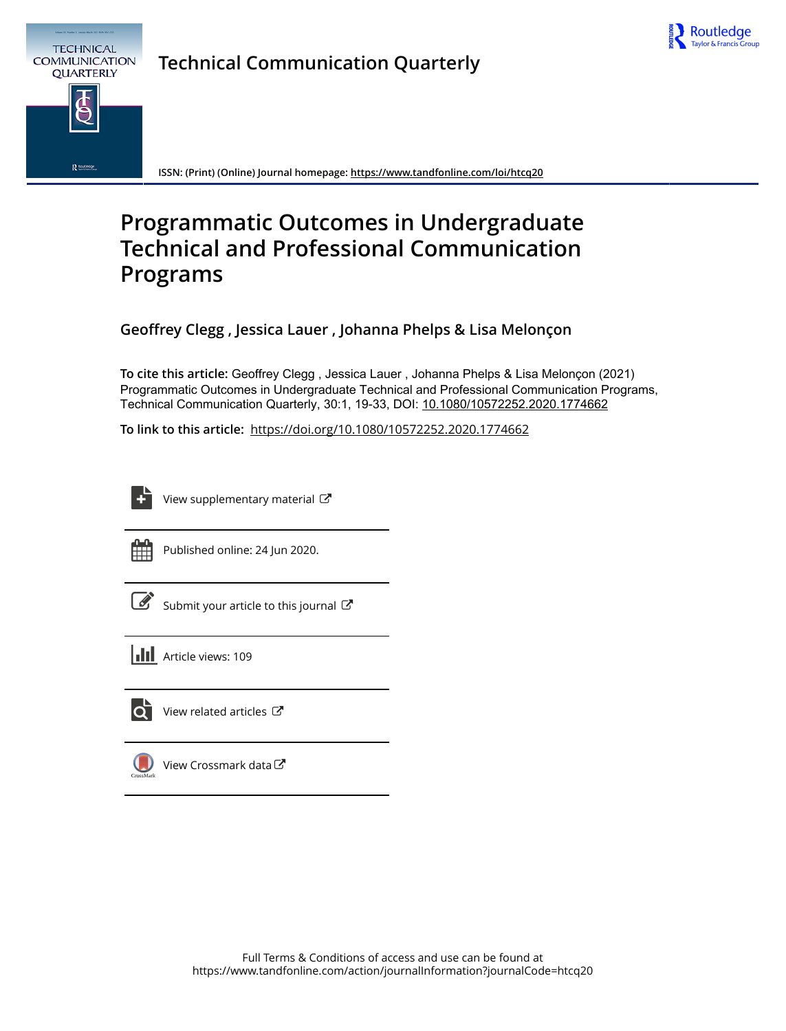Technical Communication Quarterly

ISSN: (Print) (Online) Journal homepage: https://www.tandfonline.com/loi/htcq20

# Programmatic Outcomes in Undergraduate Technical and Professional Communication Programs

**Geoffrey Clegg , Jessica Lauer , Johanna Phelps & Lisa Melonçon**

**To cite this article:** Geoffrey Clegg , Jessica Lauer , Johanna Phelps & Lisa Melonçon (2021) Programmatic Outcomes in Undergraduate Technical and Professional Communication Programs, Technical Communication Quarterly, 30:1, 19-33, DOI: 10.1080/10572252.2020.1774662

**To link to this article:** https://doi.org/10.1080/10572252.2020.1774662

View supplementary material

Published online: 24 Jun 2020.

Submit your article to this journal

Article views: 109

View related articles

View Crossmark data

Full Terms & Conditions of access and use can be found at https://www.tandfonline.com/action/journalInformation?journalCode=htcq20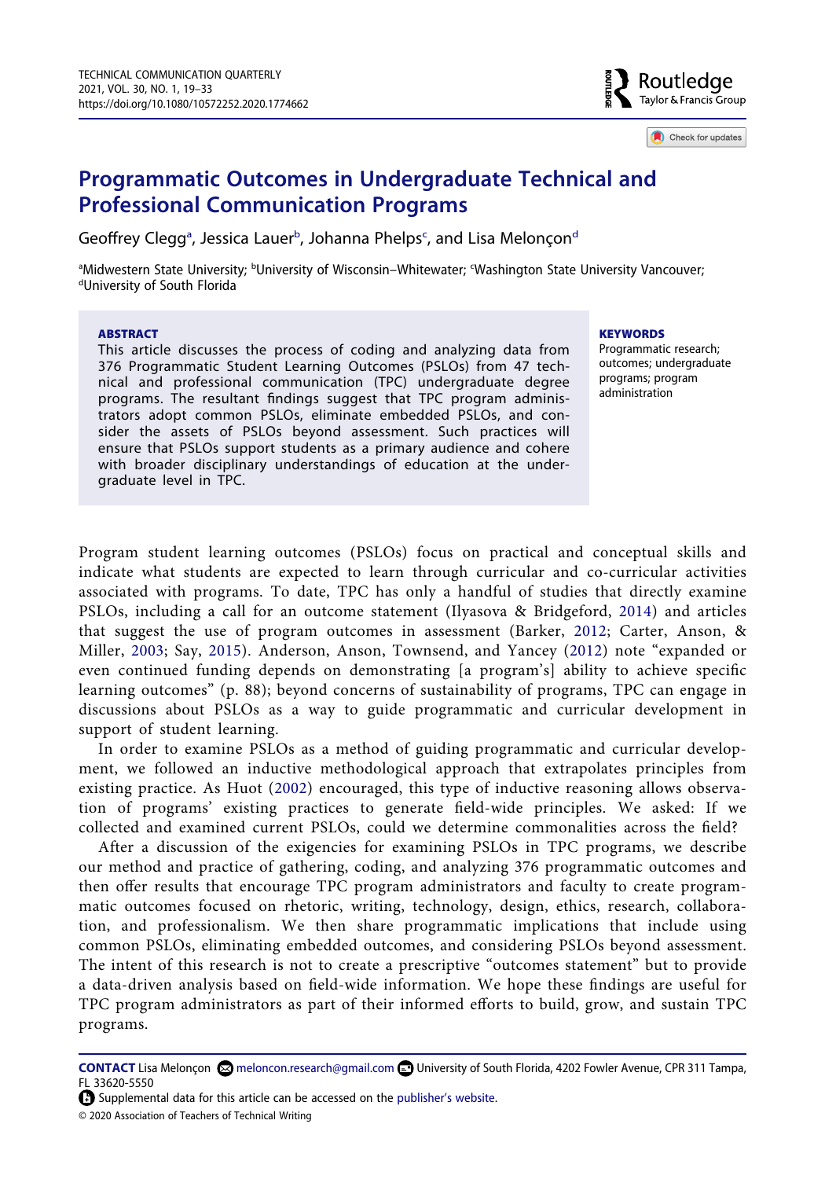# Programmatic Outcomes in Undergraduate Technical and Professional Communication Programs

Geoffrey Clegg[a], Jessica Lauer[b], Johanna Phelps[c], and Lisa Meloncon[d]

[a]Midwestern State University; [b]University of Wisconsin–Whitewater; [c]Washington State University Vancouver; [d]University of South Florida

**ABSTRACT**

This article discusses the process of coding and analyzing data from 376 Programmatic Student Learning Outcomes (PSLOs) from 47 technical and professional communication (TPC) undergraduate degree programs. The resultant findings suggest that TPC program administrators adopt common PSLOs, eliminate embedded PSLOs, and consider the assets of PSLOs beyond assessment. Such practices will ensure that PSLOs support students as a primary audience and cohere with broader disciplinary understandings of education at the undergraduate level in TPC.

**KEYWORDS**

Programmatic research; outcomes; undergraduate programs; program administration

Program student learning outcomes (PSLOs) focus on practical and conceptual skills and indicate what students are expected to learn through curricular and co-curricular activities associated with programs. To date, TPC has only a handful of studies that directly examine PSLOs, including a call for an outcome statement (Ilyasova & Bridgeford, 2014) and articles that suggest the use of program outcomes in assessment (Barker, 2012; Carter, Anson, & Miller, 2003; Say, 2015). Anderson, Anson, Townsend, and Yancey (2012) note "expanded or even continued funding depends on demonstrating [a program's] ability to achieve specific learning outcomes" (p. 88); beyond concerns of sustainability of programs, TPC can engage in discussions about PSLOs as a way to guide programmatic and curricular development in support of student learning.

In order to examine PSLOs as a method of guiding programmatic and curricular development, we followed an inductive methodological approach that extrapolates principles from existing practice. As Huot (2002) encouraged, this type of inductive reasoning allows observation of programs' existing practices to generate field-wide principles. We asked: If we collected and examined current PSLOs, could we determine commonalities across the field?

After a discussion of the exigencies for examining PSLOs in TPC programs, we describe our method and practice of gathering, coding, and analyzing 376 programmatic outcomes and then offer results that encourage TPC program administrators and faculty to create programmatic outcomes focused on rhetoric, writing, technology, design, ethics, research, collaboration, and professionalism. We then share programmatic implications that include using common PSLOs, eliminating embedded outcomes, and considering PSLOs beyond assessment. The intent of this research is not to create a prescriptive "outcomes statement" but to provide a data-driven analysis based on field-wide information. We hope these findings are useful for TPC program administrators as part of their informed efforts to build, grow, and sustain TPC programs.

**CONTACT** Lisa Meloncon meloncon.research@gmail.com University of South Florida, 4202 Fowler Avenue, CPR 311 Tampa, FL 33620-5550

Supplemental data for this article can be accessed on the publisher's website.

© 2020 Association of Teachers of Technical Writing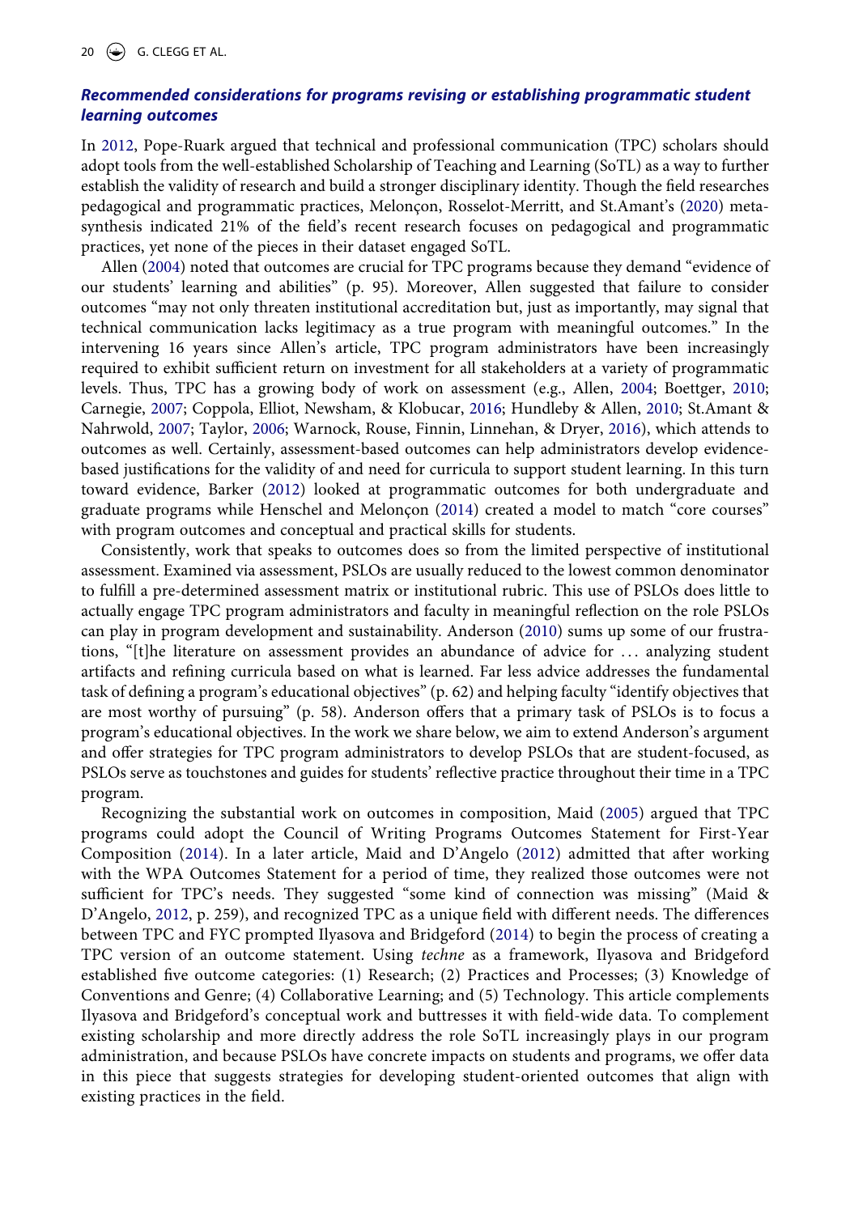### *Recommended considerations for programs revising or establishing programmatic student learning outcomes*

In 2012, Pope-Ruark argued that technical and professional communication (TPC) scholars should adopt tools from the well-established Scholarship of Teaching and Learning (SoTL) as a way to further establish the validity of research and build a stronger disciplinary identity. Though the field researches pedagogical and programmatic practices, Melonçon, Rosselot-Merritt, and St.Amant's (2020) meta-synthesis indicated 21% of the field's recent research focuses on pedagogical and programmatic practices, yet none of the pieces in their dataset engaged SoTL.

Allen (2004) noted that outcomes are crucial for TPC programs because they demand "evidence of our students' learning and abilities" (p. 95). Moreover, Allen suggested that failure to consider outcomes "may not only threaten institutional accreditation but, just as importantly, may signal that technical communication lacks legitimacy as a true program with meaningful outcomes." In the intervening 16 years since Allen's article, TPC program administrators have been increasingly required to exhibit sufficient return on investment for all stakeholders at a variety of programmatic levels. Thus, TPC has a growing body of work on assessment (e.g., Allen, 2004; Boettger, 2010; Carnegie, 2007; Coppola, Elliot, Newsham, & Klobucar, 2016; Hundleby & Allen, 2010; St.Amant & Nahrwold, 2007; Taylor, 2006; Warnock, Rouse, Finnin, Linnehan, & Dryer, 2016), which attends to outcomes as well. Certainly, assessment-based outcomes can help administrators develop evidence-based justifications for the validity of and need for curricula to support student learning. In this turn toward evidence, Barker (2012) looked at programmatic outcomes for both undergraduate and graduate programs while Henschel and Melonçon (2014) created a model to match "core courses" with program outcomes and conceptual and practical skills for students.

Consistently, work that speaks to outcomes does so from the limited perspective of institutional assessment. Examined via assessment, PSLOs are usually reduced to the lowest common denominator to fulfill a pre-determined assessment matrix or institutional rubric. This use of PSLOs does little to actually engage TPC program administrators and faculty in meaningful reflection on the role PSLOs can play in program development and sustainability. Anderson (2010) sums up some of our frustrations, "[t]he literature on assessment provides an abundance of advice for ... analyzing student artifacts and refining curricula based on what is learned. Far less advice addresses the fundamental task of defining a program's educational objectives" (p. 62) and helping faculty "identify objectives that are most worthy of pursuing" (p. 58). Anderson offers that a primary task of PSLOs is to focus a program's educational objectives. In the work we share below, we aim to extend Anderson's argument and offer strategies for TPC program administrators to develop PSLOs that are student-focused, as PSLOs serve as touchstones and guides for students' reflective practice throughout their time in a TPC program.

Recognizing the substantial work on outcomes in composition, Maid (2005) argued that TPC programs could adopt the Council of Writing Programs Outcomes Statement for First-Year Composition (2014). In a later article, Maid and D'Angelo (2012) admitted that after working with the WPA Outcomes Statement for a period of time, they realized those outcomes were not sufficient for TPC's needs. They suggested "some kind of connection was missing" (Maid & D'Angelo, 2012, p. 259), and recognized TPC as a unique field with different needs. The differences between TPC and FYC prompted Ilyasova and Bridgeford (2014) to begin the process of creating a TPC version of an outcome statement. Using *techne* as a framework, Ilyasova and Bridgeford established five outcome categories: (1) Research; (2) Practices and Processes; (3) Knowledge of Conventions and Genre; (4) Collaborative Learning; and (5) Technology. This article complements Ilyasova and Bridgeford's conceptual work and buttresses it with field-wide data. To complement existing scholarship and more directly address the role SoTL increasingly plays in our program administration, and because PSLOs have concrete impacts on students and programs, we offer data in this piece that suggests strategies for developing student-oriented outcomes that align with existing practices in the field.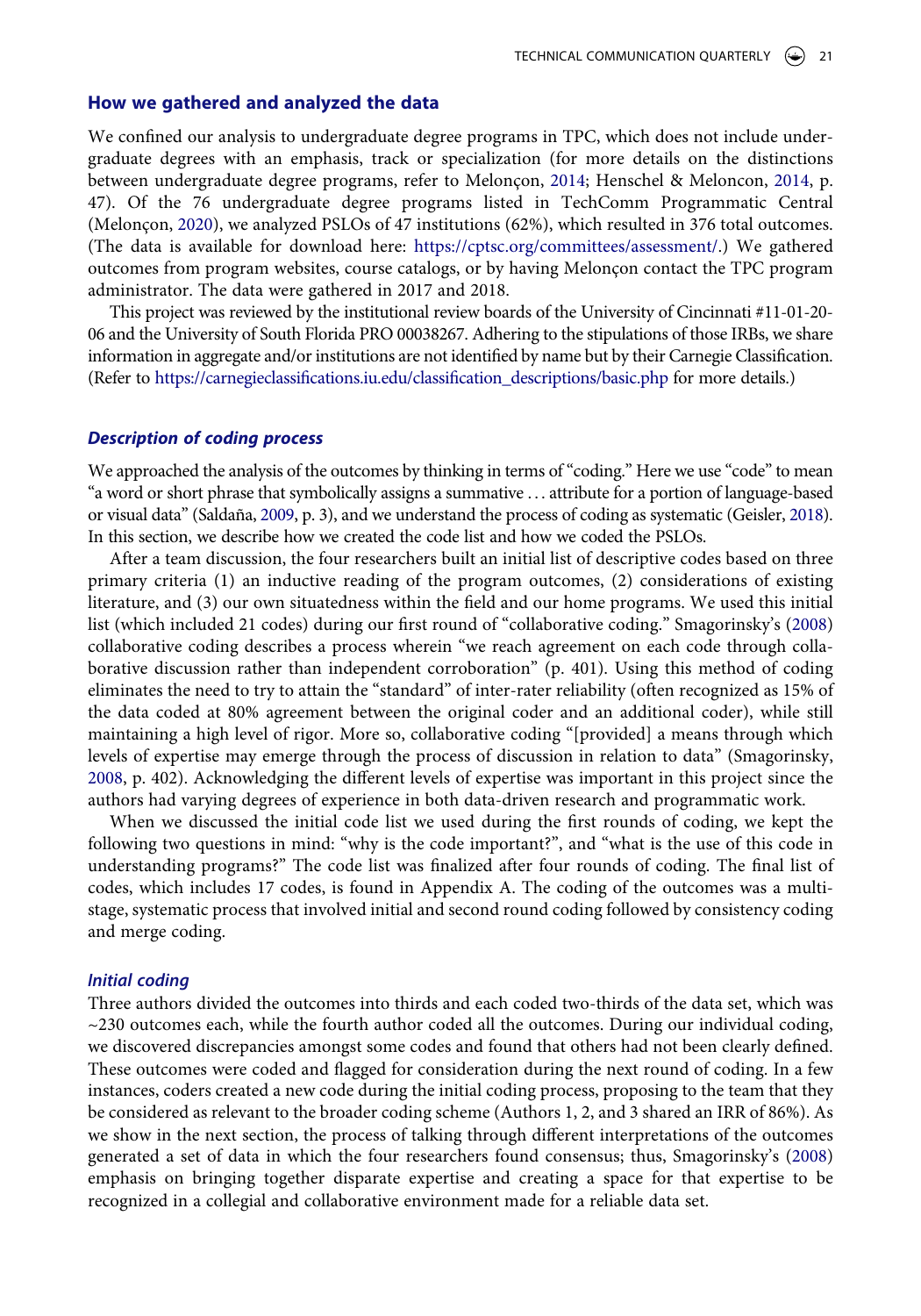## How we gathered and analyzed the data

We confined our analysis to undergraduate degree programs in TPC, which does not include undergraduate degrees with an emphasis, track or specialization (for more details on the distinctions between undergraduate degree programs, refer to Melonçon, 2014; Henschel & Meloncon, 2014, p. 47). Of the 76 undergraduate degree programs listed in TechComm Programmatic Central (Melonçon, 2020), we analyzed PSLOs of 47 institutions (62%), which resulted in 376 total outcomes. (The data is available for download here: https://cptsc.org/committees/assessment/.) We gathered outcomes from program websites, course catalogs, or by having Melonçon contact the TPC program administrator. The data were gathered in 2017 and 2018.

This project was reviewed by the institutional review boards of the University of Cincinnati #11-01-20-06 and the University of South Florida PRO 00038267. Adhering to the stipulations of those IRBs, we share information in aggregate and/or institutions are not identified by name but by their Carnegie Classification. (Refer to https://carnegieclassifications.iu.edu/classification_descriptions/basic.php for more details.)

### *Description of coding process*

We approached the analysis of the outcomes by thinking in terms of "coding." Here we use "code" to mean "a word or short phrase that symbolically assigns a summative . . . attribute for a portion of language-based or visual data" (Saldaña, 2009, p. 3), and we understand the process of coding as systematic (Geisler, 2018). In this section, we describe how we created the code list and how we coded the PSLOs.

After a team discussion, the four researchers built an initial list of descriptive codes based on three primary criteria (1) an inductive reading of the program outcomes, (2) considerations of existing literature, and (3) our own situatedness within the field and our home programs. We used this initial list (which included 21 codes) during our first round of "collaborative coding." Smagorinsky's (2008) collaborative coding describes a process wherein "we reach agreement on each code through collaborative discussion rather than independent corroboration" (p. 401). Using this method of coding eliminates the need to try to attain the "standard" of inter-rater reliability (often recognized as 15% of the data coded at 80% agreement between the original coder and an additional coder), while still maintaining a high level of rigor. More so, collaborative coding "[provided] a means through which levels of expertise may emerge through the process of discussion in relation to data" (Smagorinsky, 2008, p. 402). Acknowledging the different levels of expertise was important in this project since the authors had varying degrees of experience in both data-driven research and programmatic work.

When we discussed the initial code list we used during the first rounds of coding, we kept the following two questions in mind: "why is the code important?", and "what is the use of this code in understanding programs?" The code list was finalized after four rounds of coding. The final list of codes, which includes 17 codes, is found in Appendix A. The coding of the outcomes was a multi-stage, systematic process that involved initial and second round coding followed by consistency coding and merge coding.

### *Initial coding*

Three authors divided the outcomes into thirds and each coded two-thirds of the data set, which was ~230 outcomes each, while the fourth author coded all the outcomes. During our individual coding, we discovered discrepancies amongst some codes and found that others had not been clearly defined. These outcomes were coded and flagged for consideration during the next round of coding. In a few instances, coders created a new code during the initial coding process, proposing to the team that they be considered as relevant to the broader coding scheme (Authors 1, 2, and 3 shared an IRR of 86%). As we show in the next section, the process of talking through different interpretations of the outcomes generated a set of data in which the four researchers found consensus; thus, Smagorinsky's (2008) emphasis on bringing together disparate expertise and creating a space for that expertise to be recognized in a collegial and collaborative environment made for a reliable data set.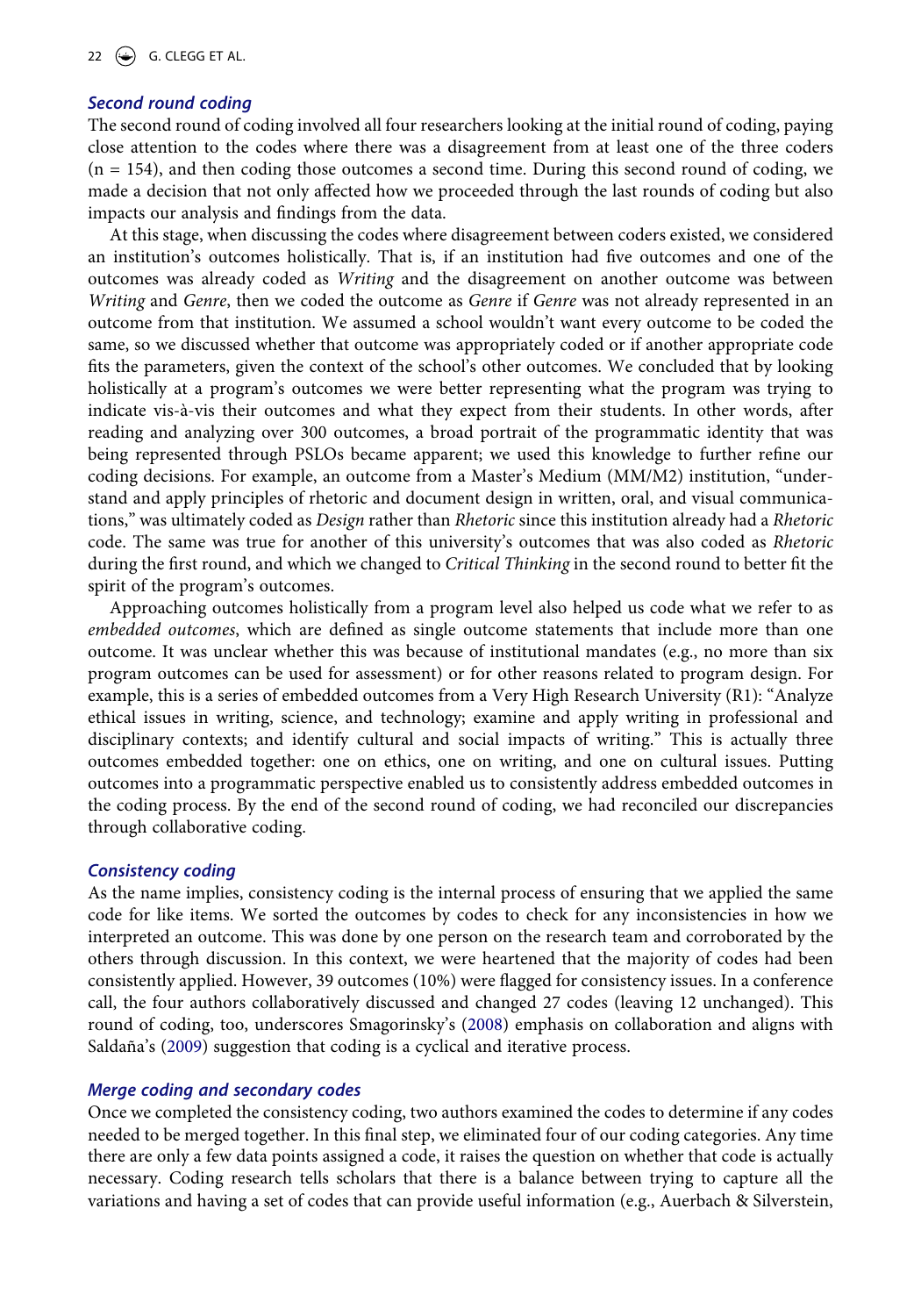### *Second round coding*

The second round of coding involved all four researchers looking at the initial round of coding, paying close attention to the codes where there was a disagreement from at least one of the three coders (n = 154), and then coding those outcomes a second time. During this second round of coding, we made a decision that not only affected how we proceeded through the last rounds of coding but also impacts our analysis and findings from the data.

At this stage, when discussing the codes where disagreement between coders existed, we considered an institution's outcomes holistically. That is, if an institution had five outcomes and one of the outcomes was already coded as *Writing* and the disagreement on another outcome was between *Writing* and *Genre*, then we coded the outcome as *Genre* if *Genre* was not already represented in an outcome from that institution. We assumed a school wouldn't want every outcome to be coded the same, so we discussed whether that outcome was appropriately coded or if another appropriate code fits the parameters, given the context of the school's other outcomes. We concluded that by looking holistically at a program's outcomes we were better representing what the program was trying to indicate vis-à-vis their outcomes and what they expect from their students. In other words, after reading and analyzing over 300 outcomes, a broad portrait of the programmatic identity that was being represented through PSLOs became apparent; we used this knowledge to further refine our coding decisions. For example, an outcome from a Master's Medium (MM/M2) institution, "understand and apply principles of rhetoric and document design in written, oral, and visual communications," was ultimately coded as *Design* rather than *Rhetoric* since this institution already had a *Rhetoric* code. The same was true for another of this university's outcomes that was also coded as *Rhetoric* during the first round, and which we changed to *Critical Thinking* in the second round to better fit the spirit of the program's outcomes.

Approaching outcomes holistically from a program level also helped us code what we refer to as *embedded outcomes*, which are defined as single outcome statements that include more than one outcome. It was unclear whether this was because of institutional mandates (e.g., no more than six program outcomes can be used for assessment) or for other reasons related to program design. For example, this is a series of embedded outcomes from a Very High Research University (R1): "Analyze ethical issues in writing, science, and technology; examine and apply writing in professional and disciplinary contexts; and identify cultural and social impacts of writing." This is actually three outcomes embedded together: one on ethics, one on writing, and one on cultural issues. Putting outcomes into a programmatic perspective enabled us to consistently address embedded outcomes in the coding process. By the end of the second round of coding, we had reconciled our discrepancies through collaborative coding.

### *Consistency coding*

As the name implies, consistency coding is the internal process of ensuring that we applied the same code for like items. We sorted the outcomes by codes to check for any inconsistencies in how we interpreted an outcome. This was done by one person on the research team and corroborated by the others through discussion. In this context, we were heartened that the majority of codes had been consistently applied. However, 39 outcomes (10%) were flagged for consistency issues. In a conference call, the four authors collaboratively discussed and changed 27 codes (leaving 12 unchanged). This round of coding, too, underscores Smagorinsky's (2008) emphasis on collaboration and aligns with Saldaña's (2009) suggestion that coding is a cyclical and iterative process.

### *Merge coding and secondary codes*

Once we completed the consistency coding, two authors examined the codes to determine if any codes needed to be merged together. In this final step, we eliminated four of our coding categories. Any time there are only a few data points assigned a code, it raises the question on whether that code is actually necessary. Coding research tells scholars that there is a balance between trying to capture all the variations and having a set of codes that can provide useful information (e.g., Auerbach & Silverstein,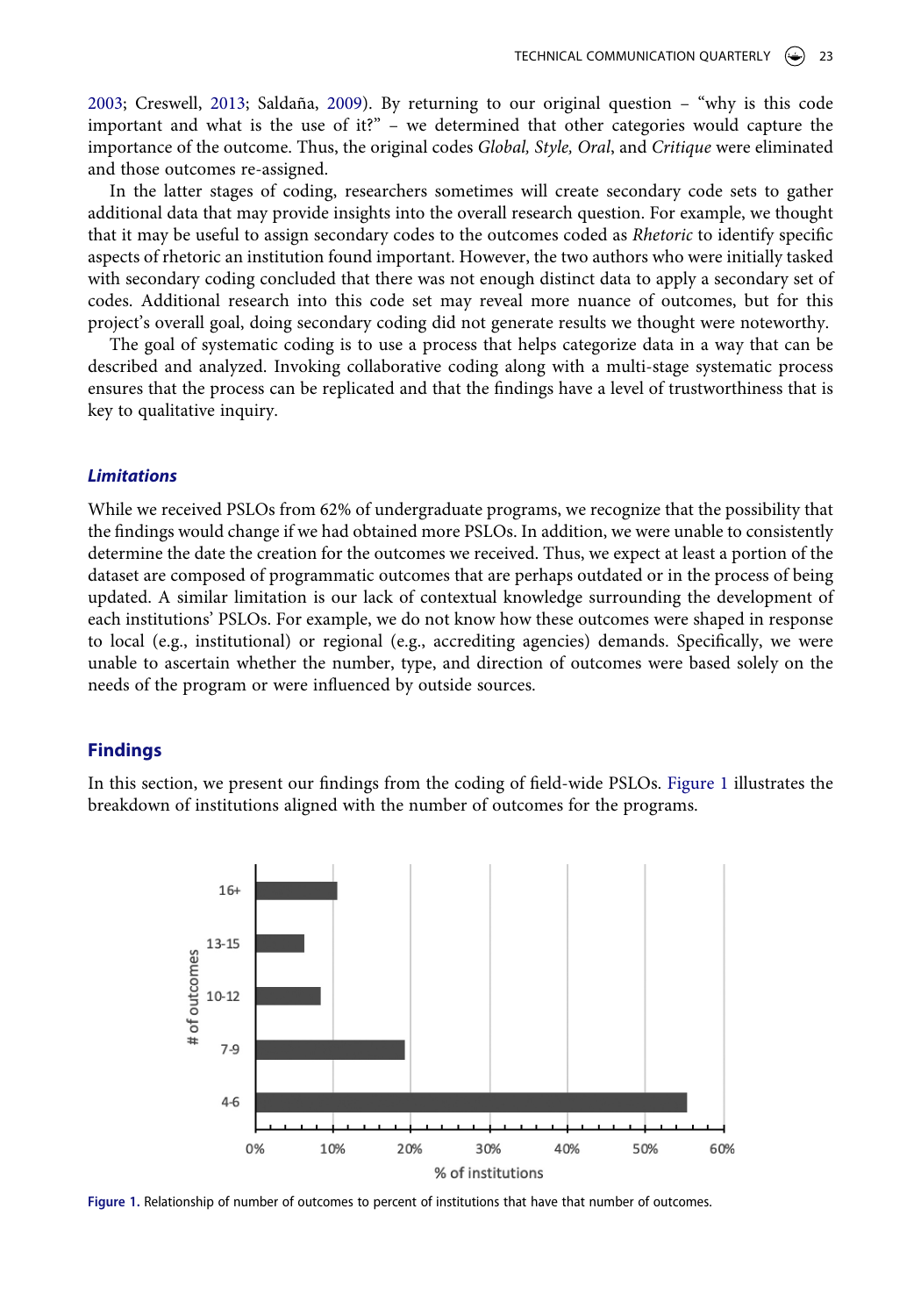2003; Creswell, 2013; Saldaña, 2009). By returning to our original question – "why is this code important and what is the use of it?" – we determined that other categories would capture the importance of the outcome. Thus, the original codes *Global, Style, Oral*, and *Critique* were eliminated and those outcomes re-assigned.

In the latter stages of coding, researchers sometimes will create secondary code sets to gather additional data that may provide insights into the overall research question. For example, we thought that it may be useful to assign secondary codes to the outcomes coded as *Rhetoric* to identify specific aspects of rhetoric an institution found important. However, the two authors who were initially tasked with secondary coding concluded that there was not enough distinct data to apply a secondary set of codes. Additional research into this code set may reveal more nuance of outcomes, but for this project's overall goal, doing secondary coding did not generate results we thought were noteworthy.

The goal of systematic coding is to use a process that helps categorize data in a way that can be described and analyzed. Invoking collaborative coding along with a multi-stage systematic process ensures that the process can be replicated and that the findings have a level of trustworthiness that is key to qualitative inquiry.

### *Limitations*

While we received PSLOs from 62% of undergraduate programs, we recognize that the possibility that the findings would change if we had obtained more PSLOs. In addition, we were unable to consistently determine the date the creation for the outcomes we received. Thus, we expect at least a portion of the dataset are composed of programmatic outcomes that are perhaps outdated or in the process of being updated. A similar limitation is our lack of contextual knowledge surrounding the development of each institutions' PSLOs. For example, we do not know how these outcomes were shaped in response to local (e.g., institutional) or regional (e.g., accrediting agencies) demands. Specifically, we were unable to ascertain whether the number, type, and direction of outcomes were based solely on the needs of the program or were influenced by outside sources.

## Findings

In this section, we present our findings from the coding of field-wide PSLOs. Figure 1 illustrates the breakdown of institutions aligned with the number of outcomes for the programs.

Figure 1. Relationship of number of outcomes to percent of institutions that have that number of outcomes.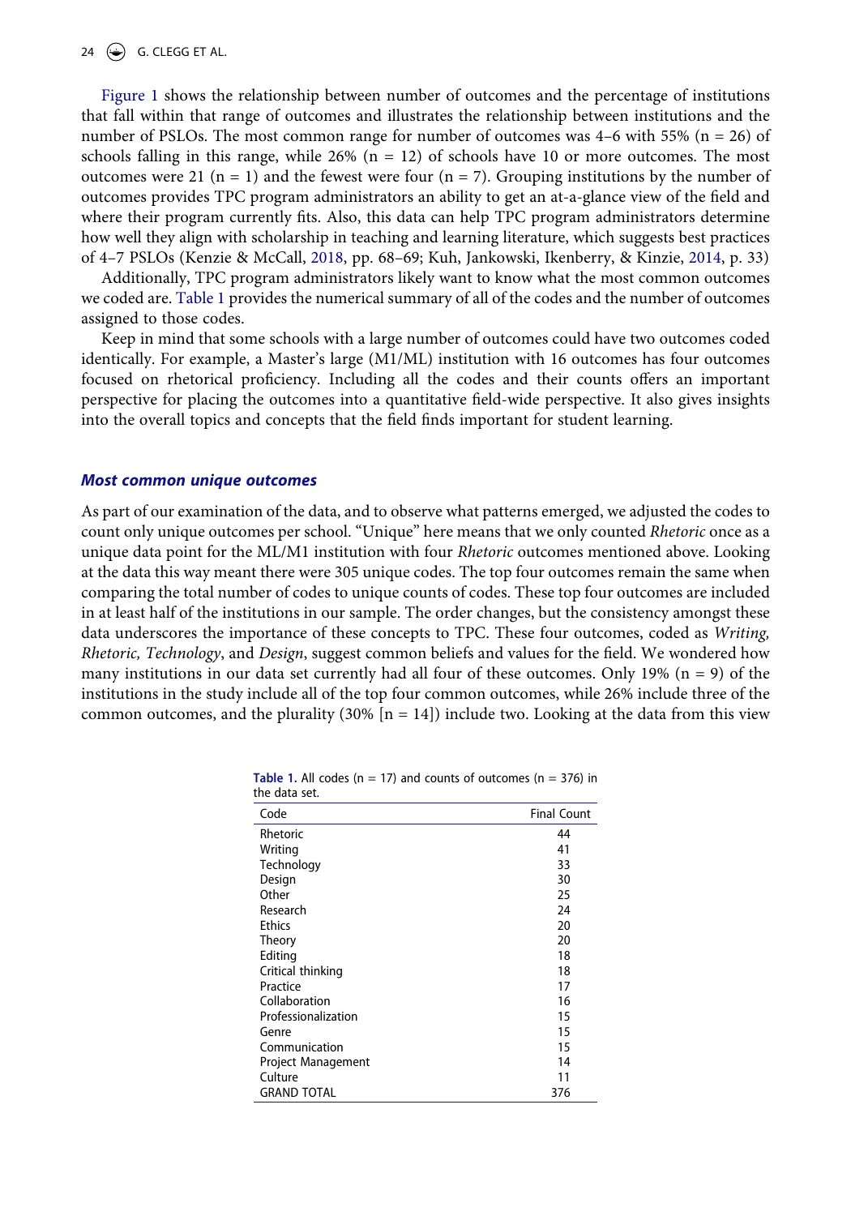Figure 1 shows the relationship between number of outcomes and the percentage of institutions that fall within that range of outcomes and illustrates the relationship between institutions and the number of PSLOs. The most common range for number of outcomes was 4–6 with 55% (n = 26) of schools falling in this range, while 26% (n = 12) of schools have 10 or more outcomes. The most outcomes were 21 (n = 1) and the fewest were four (n = 7). Grouping institutions by the number of outcomes provides TPC program administrators an ability to get an at-a-glance view of the field and where their program currently fits. Also, this data can help TPC program administrators determine how well they align with scholarship in teaching and learning literature, which suggests best practices of 4–7 PSLOs (Kenzie & McCall, 2018, pp. 68–69; Kuh, Jankowski, Ikenberry, & Kinzie, 2014, p. 33)

Additionally, TPC program administrators likely want to know what the most common outcomes we coded are. Table 1 provides the numerical summary of all of the codes and the number of outcomes assigned to those codes.

Keep in mind that some schools with a large number of outcomes could have two outcomes coded identically. For example, a Master's large (M1/ML) institution with 16 outcomes has four outcomes focused on rhetorical proficiency. Including all the codes and their counts offers an important perspective for placing the outcomes into a quantitative field-wide perspective. It also gives insights into the overall topics and concepts that the field finds important for student learning.

### *Most common unique outcomes*

As part of our examination of the data, and to observe what patterns emerged, we adjusted the codes to count only unique outcomes per school. "Unique" here means that we only counted *Rhetoric* once as a unique data point for the ML/M1 institution with four *Rhetoric* outcomes mentioned above. Looking at the data this way meant there were 305 unique codes. The top four outcomes remain the same when comparing the total number of codes to unique counts of codes. These top four outcomes are included in at least half of the institutions in our sample. The order changes, but the consistency amongst these data underscores the importance of these concepts to TPC. These four outcomes, coded as *Writing, Rhetoric, Technology*, and *Design*, suggest common beliefs and values for the field. We wondered how many institutions in our data set currently had all four of these outcomes. Only 19% (n = 9) of the institutions in the study include all of the top four common outcomes, while 26% include three of the common outcomes, and the plurality (30% [n = 14]) include two. Looking at the data from this view

**Table 1.** All codes (n = 17) and counts of outcomes (n = 376) in the data set.

| Code | Final Count |
|---|---|
| Rhetoric | 44 |
| Writing | 41 |
| Technology | 33 |
| Design | 30 |
| Other | 25 |
| Research | 24 |
| Ethics | 20 |
| Theory | 20 |
| Editing | 18 |
| Critical thinking | 18 |
| Practice | 17 |
| Collaboration | 16 |
| Professionalization | 15 |
| Genre | 15 |
| Communication | 15 |
| Project Management | 14 |
| Culture | 11 |
| GRAND TOTAL | 376 |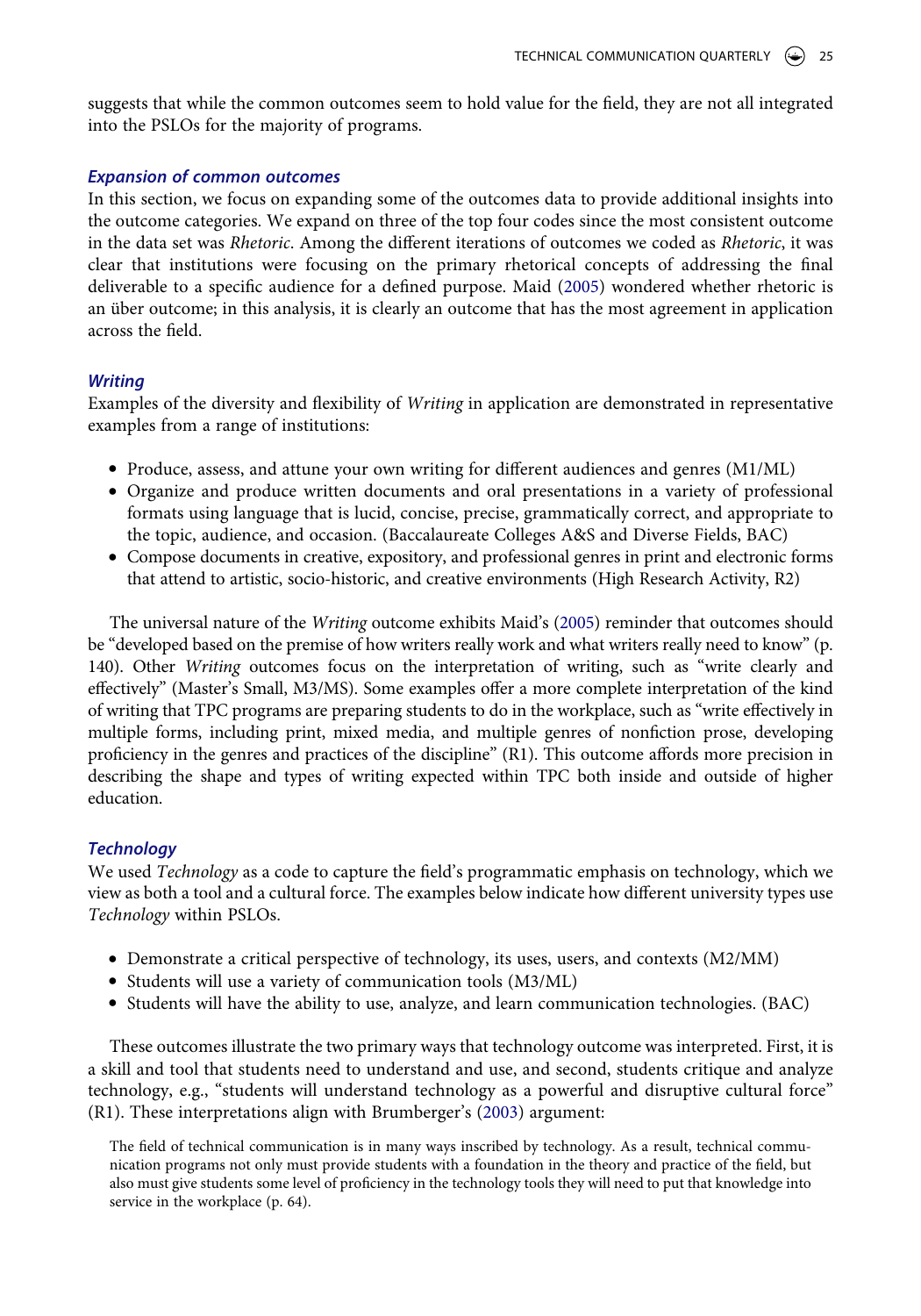suggests that while the common outcomes seem to hold value for the field, they are not all integrated into the PSLOs for the majority of programs.

### *Expansion of common outcomes*

In this section, we focus on expanding some of the outcomes data to provide additional insights into the outcome categories. We expand on three of the top four codes since the most consistent outcome in the data set was *Rhetoric*. Among the different iterations of outcomes we coded as *Rhetoric*, it was clear that institutions were focusing on the primary rhetorical concepts of addressing the final deliverable to a specific audience for a defined purpose. Maid (2005) wondered whether rhetoric is an über outcome; in this analysis, it is clearly an outcome that has the most agreement in application across the field.

### *Writing*

Examples of the diversity and flexibility of *Writing* in application are demonstrated in representative examples from a range of institutions:

- Produce, assess, and attune your own writing for different audiences and genres (M1/ML)
- Organize and produce written documents and oral presentations in a variety of professional formats using language that is lucid, concise, precise, grammatically correct, and appropriate to the topic, audience, and occasion. (Baccalaureate Colleges A&S and Diverse Fields, BAC)
- Compose documents in creative, expository, and professional genres in print and electronic forms that attend to artistic, socio-historic, and creative environments (High Research Activity, R2)

The universal nature of the *Writing* outcome exhibits Maid's (2005) reminder that outcomes should be "developed based on the premise of how writers really work and what writers really need to know" (p. 140). Other *Writing* outcomes focus on the interpretation of writing, such as "write clearly and effectively" (Master's Small, M3/MS). Some examples offer a more complete interpretation of the kind of writing that TPC programs are preparing students to do in the workplace, such as "write effectively in multiple forms, including print, mixed media, and multiple genres of nonfiction prose, developing proficiency in the genres and practices of the discipline" (R1). This outcome affords more precision in describing the shape and types of writing expected within TPC both inside and outside of higher education.

### *Technology*

We used *Technology* as a code to capture the field's programmatic emphasis on technology, which we view as both a tool and a cultural force. The examples below indicate how different university types use *Technology* within PSLOs.

- Demonstrate a critical perspective of technology, its uses, users, and contexts (M2/MM)
- Students will use a variety of communication tools (M3/ML)
- Students will have the ability to use, analyze, and learn communication technologies. (BAC)

These outcomes illustrate the two primary ways that technology outcome was interpreted. First, it is a skill and tool that students need to understand and use, and second, students critique and analyze technology, e.g., "students will understand technology as a powerful and disruptive cultural force" (R1). These interpretations align with Brumberger's (2003) argument:

> The field of technical communication is in many ways inscribed by technology. As a result, technical communication programs not only must provide students with a foundation in the theory and practice of the field, but also must give students some level of proficiency in the technology tools they will need to put that knowledge into service in the workplace (p. 64).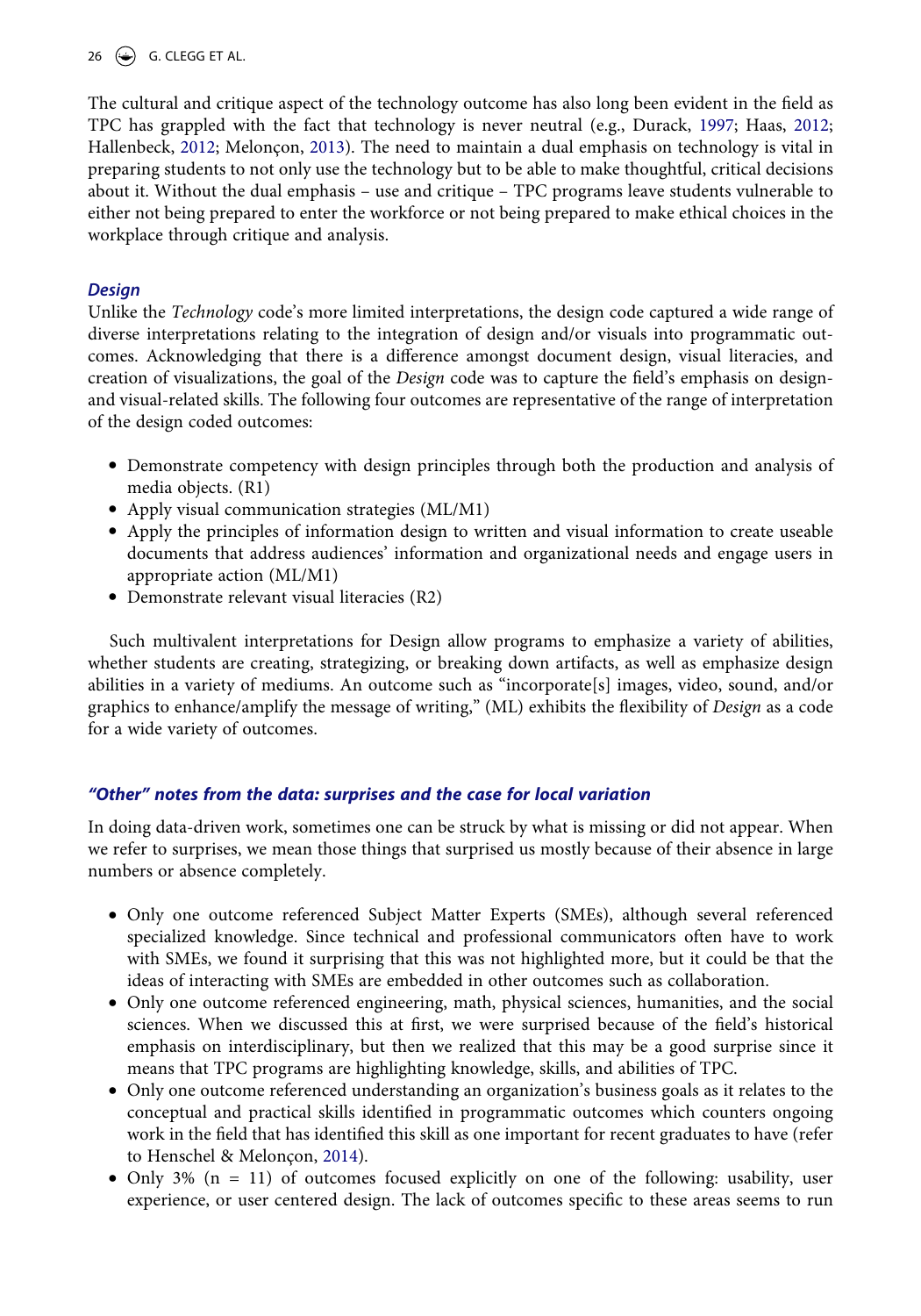The cultural and critique aspect of the technology outcome has also long been evident in the field as TPC has grappled with the fact that technology is never neutral (e.g., Durack, 1997; Haas, 2012; Hallenbeck, 2012; Melonçon, 2013). The need to maintain a dual emphasis on technology is vital in preparing students to not only use the technology but to be able to make thoughtful, critical decisions about it. Without the dual emphasis – use and critique – TPC programs leave students vulnerable to either not being prepared to enter the workforce or not being prepared to make ethical choices in the workplace through critique and analysis.

### *Design*

Unlike the *Technology* code's more limited interpretations, the design code captured a wide range of diverse interpretations relating to the integration of design and/or visuals into programmatic outcomes. Acknowledging that there is a difference amongst document design, visual literacies, and creation of visualizations, the goal of the *Design* code was to capture the field's emphasis on design- and visual-related skills. The following four outcomes are representative of the range of interpretation of the design coded outcomes:

- Demonstrate competency with design principles through both the production and analysis of media objects. (R1)
- Apply visual communication strategies (ML/M1)
- Apply the principles of information design to written and visual information to create useable documents that address audiences' information and organizational needs and engage users in appropriate action (ML/M1)
- Demonstrate relevant visual literacies (R2)

Such multivalent interpretations for Design allow programs to emphasize a variety of abilities, whether students are creating, strategizing, or breaking down artifacts, as well as emphasize design abilities in a variety of mediums. An outcome such as "incorporate[s] images, video, sound, and/or graphics to enhance/amplify the message of writing," (ML) exhibits the flexibility of *Design* as a code for a wide variety of outcomes.

### *"Other" notes from the data: surprises and the case for local variation*

In doing data-driven work, sometimes one can be struck by what is missing or did not appear. When we refer to surprises, we mean those things that surprised us mostly because of their absence in large numbers or absence completely.

- Only one outcome referenced Subject Matter Experts (SMEs), although several referenced specialized knowledge. Since technical and professional communicators often have to work with SMEs, we found it surprising that this was not highlighted more, but it could be that the ideas of interacting with SMEs are embedded in other outcomes such as collaboration.
- Only one outcome referenced engineering, math, physical sciences, humanities, and the social sciences. When we discussed this at first, we were surprised because of the field's historical emphasis on interdisciplinary, but then we realized that this may be a good surprise since it means that TPC programs are highlighting knowledge, skills, and abilities of TPC.
- Only one outcome referenced understanding an organization's business goals as it relates to the conceptual and practical skills identified in programmatic outcomes which counters ongoing work in the field that has identified this skill as one important for recent graduates to have (refer to Henschel & Melonçon, 2014).
- Only 3% (n = 11) of outcomes focused explicitly on one of the following: usability, user experience, or user centered design. The lack of outcomes specific to these areas seems to run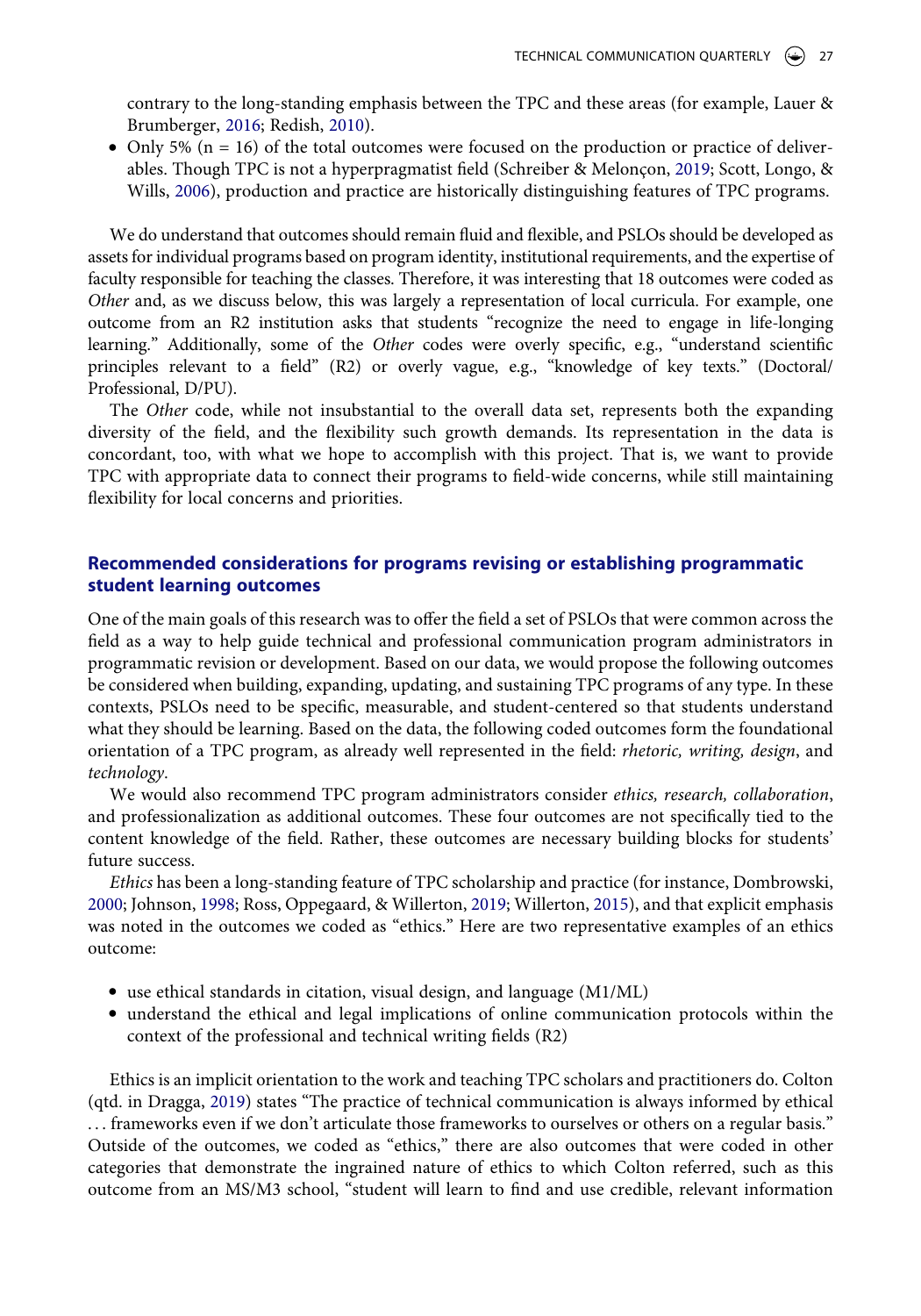contrary to the long-standing emphasis between the TPC and these areas (for example, Lauer & Brumberger, 2016; Redish, 2010).

- Only 5% (n = 16) of the total outcomes were focused on the production or practice of deliverables. Though TPC is not a hyperpragmatist field (Schreiber & Melonçon, 2019; Scott, Longo, & Wills, 2006), production and practice are historically distinguishing features of TPC programs.

We do understand that outcomes should remain fluid and flexible, and PSLOs should be developed as assets for individual programs based on program identity, institutional requirements, and the expertise of faculty responsible for teaching the classes. Therefore, it was interesting that 18 outcomes were coded as *Other* and, as we discuss below, this was largely a representation of local curricula. For example, one outcome from an R2 institution asks that students "recognize the need to engage in life-longing learning." Additionally, some of the *Other* codes were overly specific, e.g., "understand scientific principles relevant to a field" (R2) or overly vague, e.g., "knowledge of key texts." (Doctoral/Professional, D/PU).

The *Other* code, while not insubstantial to the overall data set, represents both the expanding diversity of the field, and the flexibility such growth demands. Its representation in the data is concordant, too, with what we hope to accomplish with this project. That is, we want to provide TPC with appropriate data to connect their programs to field-wide concerns, while still maintaining flexibility for local concerns and priorities.

## Recommended considerations for programs revising or establishing programmatic student learning outcomes

One of the main goals of this research was to offer the field a set of PSLOs that were common across the field as a way to help guide technical and professional communication program administrators in programmatic revision or development. Based on our data, we would propose the following outcomes be considered when building, expanding, updating, and sustaining TPC programs of any type. In these contexts, PSLOs need to be specific, measurable, and student-centered so that students understand what they should be learning. Based on the data, the following coded outcomes form the foundational orientation of a TPC program, as already well represented in the field: *rhetoric, writing, design*, and *technology*.

We would also recommend TPC program administrators consider *ethics, research, collaboration*, and professionalization as additional outcomes. These four outcomes are not specifically tied to the content knowledge of the field. Rather, these outcomes are necessary building blocks for students' future success.

*Ethics* has been a long-standing feature of TPC scholarship and practice (for instance, Dombrowski, 2000; Johnson, 1998; Ross, Oppegaard, & Willerton, 2019; Willerton, 2015), and that explicit emphasis was noted in the outcomes we coded as "ethics." Here are two representative examples of an ethics outcome:

- use ethical standards in citation, visual design, and language (M1/ML)
- understand the ethical and legal implications of online communication protocols within the context of the professional and technical writing fields (R2)

Ethics is an implicit orientation to the work and teaching TPC scholars and practitioners do. Colton (qtd. in Dragga, 2019) states "The practice of technical communication is always informed by ethical … frameworks even if we don't articulate those frameworks to ourselves or others on a regular basis." Outside of the outcomes, we coded as "ethics," there are also outcomes that were coded in other categories that demonstrate the ingrained nature of ethics to which Colton referred, such as this outcome from an MS/M3 school, "student will learn to find and use credible, relevant information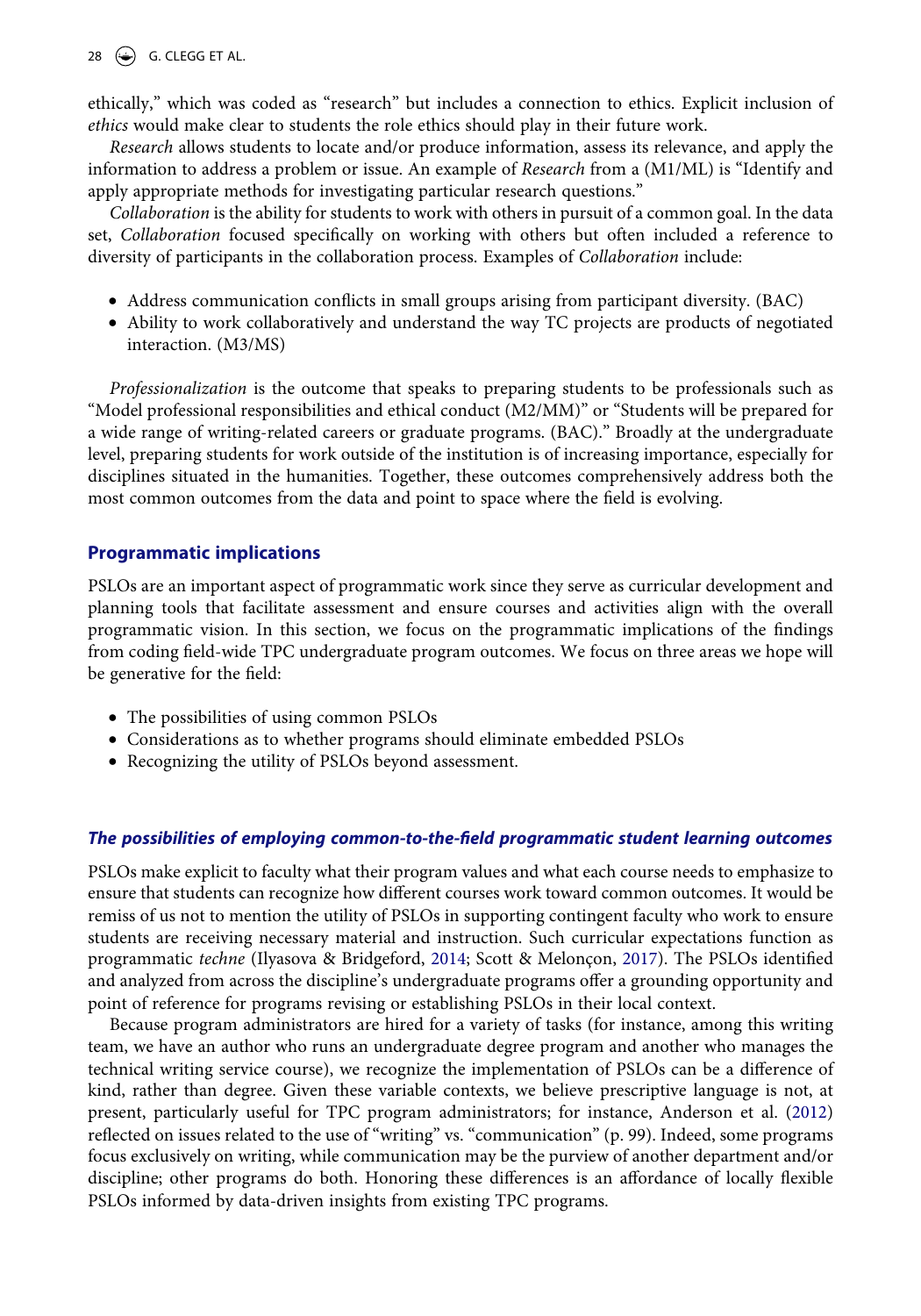ethically," which was coded as "research" but includes a connection to ethics. Explicit inclusion of *ethics* would make clear to students the role ethics should play in their future work.

*Research* allows students to locate and/or produce information, assess its relevance, and apply the information to address a problem or issue. An example of *Research* from a (M1/ML) is "Identify and apply appropriate methods for investigating particular research questions."

*Collaboration* is the ability for students to work with others in pursuit of a common goal. In the data set, *Collaboration* focused specifically on working with others but often included a reference to diversity of participants in the collaboration process. Examples of *Collaboration* include:

- Address communication conflicts in small groups arising from participant diversity. (BAC)
- Ability to work collaboratively and understand the way TC projects are products of negotiated interaction. (M3/MS)

*Professionalization* is the outcome that speaks to preparing students to be professionals such as "Model professional responsibilities and ethical conduct (M2/MM)" or "Students will be prepared for a wide range of writing-related careers or graduate programs. (BAC)." Broadly at the undergraduate level, preparing students for work outside of the institution is of increasing importance, especially for disciplines situated in the humanities. Together, these outcomes comprehensively address both the most common outcomes from the data and point to space where the field is evolving.

## Programmatic implications

PSLOs are an important aspect of programmatic work since they serve as curricular development and planning tools that facilitate assessment and ensure courses and activities align with the overall programmatic vision. In this section, we focus on the programmatic implications of the findings from coding field-wide TPC undergraduate program outcomes. We focus on three areas we hope will be generative for the field:

- The possibilities of using common PSLOs
- Considerations as to whether programs should eliminate embedded PSLOs
- Recognizing the utility of PSLOs beyond assessment.

### *The possibilities of employing common-to-the-field programmatic student learning outcomes*

PSLOs make explicit to faculty what their program values and what each course needs to emphasize to ensure that students can recognize how different courses work toward common outcomes. It would be remiss of us not to mention the utility of PSLOs in supporting contingent faculty who work to ensure students are receiving necessary material and instruction. Such curricular expectations function as programmatic *techne* (Ilyasova & Bridgeford, 2014; Scott & Melonçon, 2017). The PSLOs identified and analyzed from across the discipline's undergraduate programs offer a grounding opportunity and point of reference for programs revising or establishing PSLOs in their local context.

Because program administrators are hired for a variety of tasks (for instance, among this writing team, we have an author who runs an undergraduate degree program and another who manages the technical writing service course), we recognize the implementation of PSLOs can be a difference of kind, rather than degree. Given these variable contexts, we believe prescriptive language is not, at present, particularly useful for TPC program administrators; for instance, Anderson et al. (2012) reflected on issues related to the use of "writing" vs. "communication" (p. 99). Indeed, some programs focus exclusively on writing, while communication may be the purview of another department and/or discipline; other programs do both. Honoring these differences is an affordance of locally flexible PSLOs informed by data-driven insights from existing TPC programs.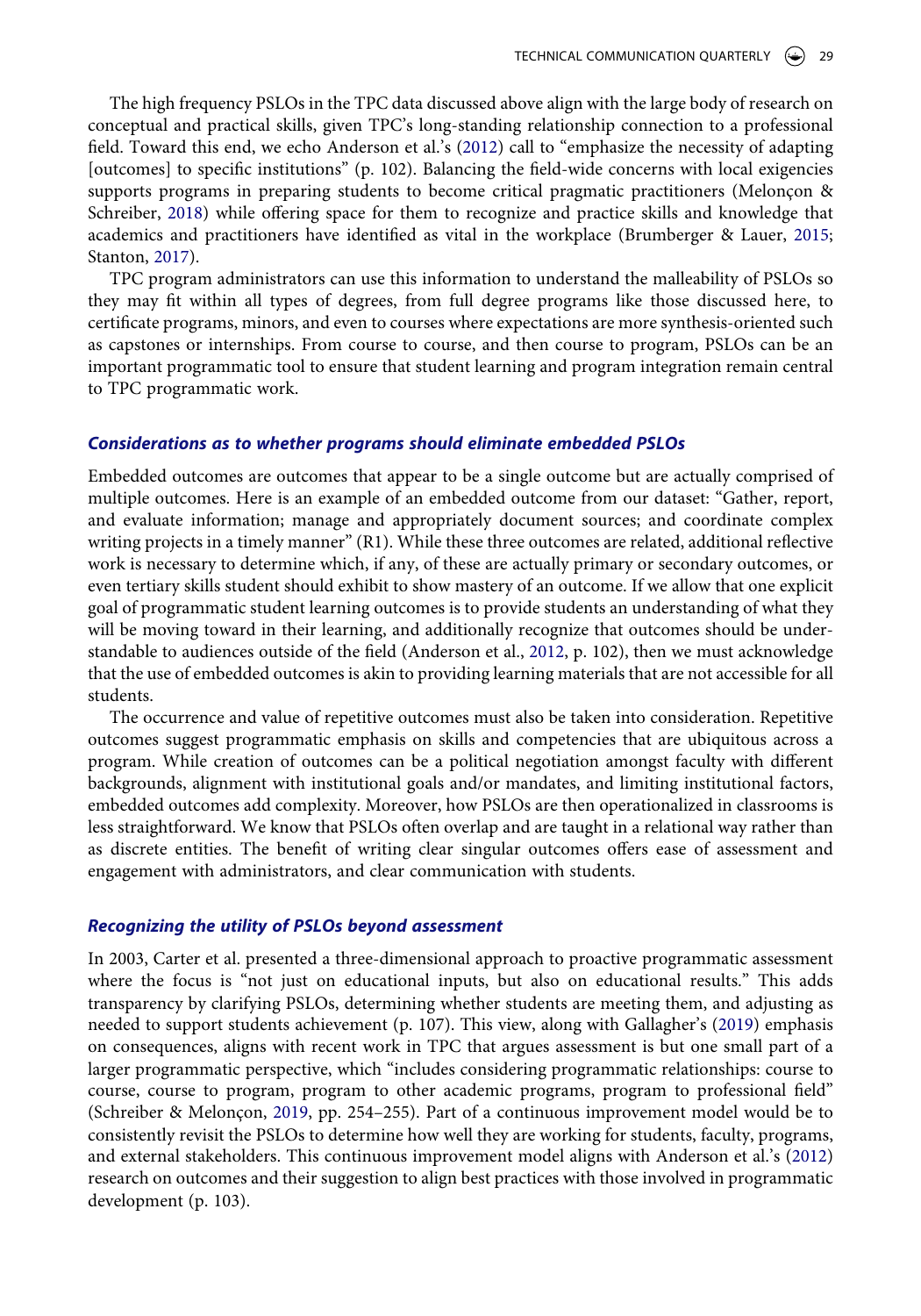The high frequency PSLOs in the TPC data discussed above align with the large body of research on conceptual and practical skills, given TPC's long-standing relationship connection to a professional field. Toward this end, we echo Anderson et al.'s (2012) call to "emphasize the necessity of adapting [outcomes] to specific institutions" (p. 102). Balancing the field-wide concerns with local exigencies supports programs in preparing students to become critical pragmatic practitioners (Melonçon & Schreiber, 2018) while offering space for them to recognize and practice skills and knowledge that academics and practitioners have identified as vital in the workplace (Brumberger & Lauer, 2015; Stanton, 2017).

TPC program administrators can use this information to understand the malleability of PSLOs so they may fit within all types of degrees, from full degree programs like those discussed here, to certificate programs, minors, and even to courses where expectations are more synthesis-oriented such as capstones or internships. From course to course, and then course to program, PSLOs can be an important programmatic tool to ensure that student learning and program integration remain central to TPC programmatic work.

### *Considerations as to whether programs should eliminate embedded PSLOs*

Embedded outcomes are outcomes that appear to be a single outcome but are actually comprised of multiple outcomes. Here is an example of an embedded outcome from our dataset: "Gather, report, and evaluate information; manage and appropriately document sources; and coordinate complex writing projects in a timely manner" (R1). While these three outcomes are related, additional reflective work is necessary to determine which, if any, of these are actually primary or secondary outcomes, or even tertiary skills student should exhibit to show mastery of an outcome. If we allow that one explicit goal of programmatic student learning outcomes is to provide students an understanding of what they will be moving toward in their learning, and additionally recognize that outcomes should be understandable to audiences outside of the field (Anderson et al., 2012, p. 102), then we must acknowledge that the use of embedded outcomes is akin to providing learning materials that are not accessible for all students.

The occurrence and value of repetitive outcomes must also be taken into consideration. Repetitive outcomes suggest programmatic emphasis on skills and competencies that are ubiquitous across a program. While creation of outcomes can be a political negotiation amongst faculty with different backgrounds, alignment with institutional goals and/or mandates, and limiting institutional factors, embedded outcomes add complexity. Moreover, how PSLOs are then operationalized in classrooms is less straightforward. We know that PSLOs often overlap and are taught in a relational way rather than as discrete entities. The benefit of writing clear singular outcomes offers ease of assessment and engagement with administrators, and clear communication with students.

### *Recognizing the utility of PSLOs beyond assessment*

In 2003, Carter et al. presented a three-dimensional approach to proactive programmatic assessment where the focus is "not just on educational inputs, but also on educational results." This adds transparency by clarifying PSLOs, determining whether students are meeting them, and adjusting as needed to support students achievement (p. 107). This view, along with Gallagher's (2019) emphasis on consequences, aligns with recent work in TPC that argues assessment is but one small part of a larger programmatic perspective, which "includes considering programmatic relationships: course to course, course to program, program to other academic programs, program to professional field" (Schreiber & Melonçon, 2019, pp. 254–255). Part of a continuous improvement model would be to consistently revisit the PSLOs to determine how well they are working for students, faculty, programs, and external stakeholders. This continuous improvement model aligns with Anderson et al.'s (2012) research on outcomes and their suggestion to align best practices with those involved in programmatic development (p. 103).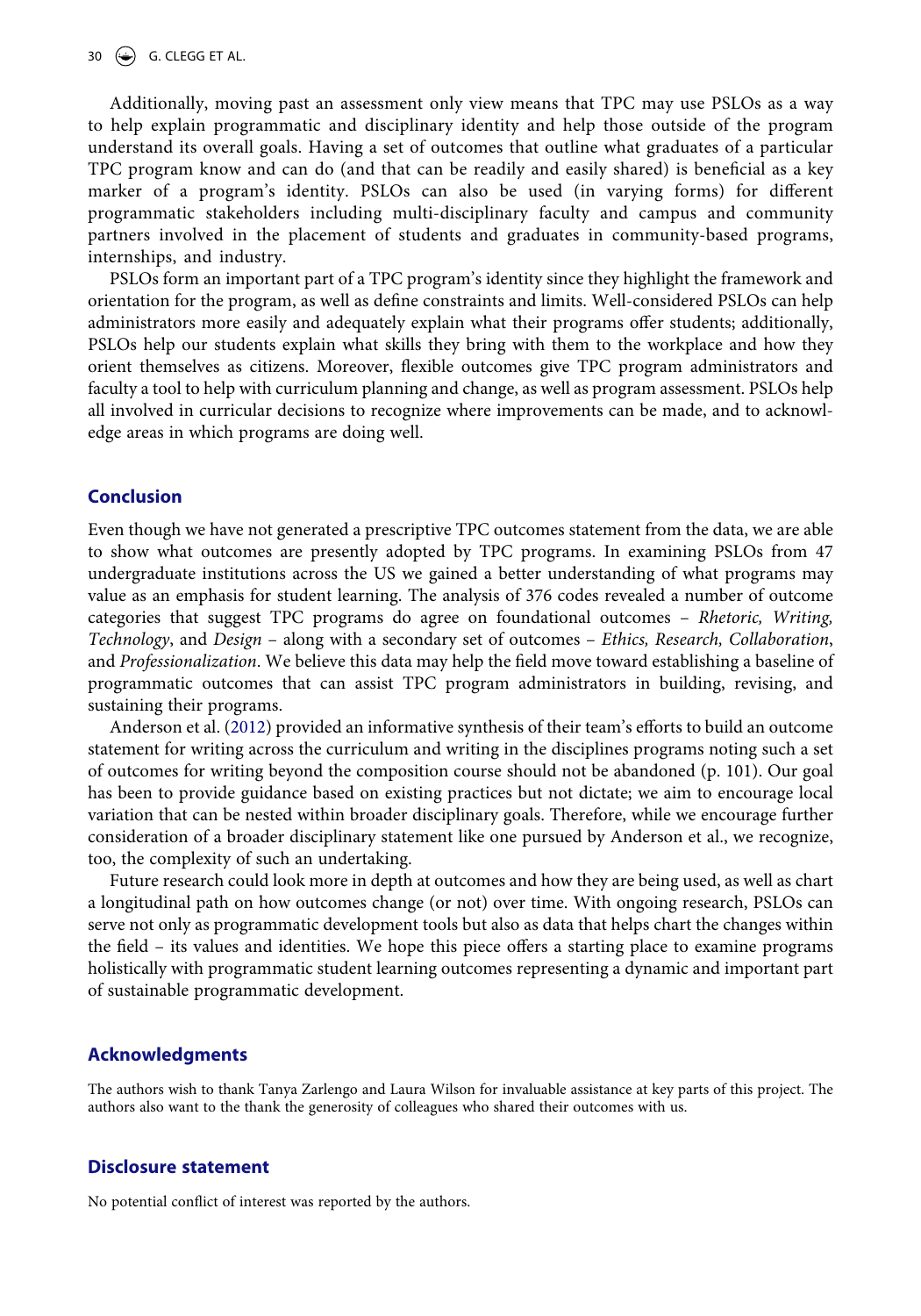Additionally, moving past an assessment only view means that TPC may use PSLOs as a way to help explain programmatic and disciplinary identity and help those outside of the program understand its overall goals. Having a set of outcomes that outline what graduates of a particular TPC program know and can do (and that can be readily and easily shared) is beneficial as a key marker of a program's identity. PSLOs can also be used (in varying forms) for different programmatic stakeholders including multi-disciplinary faculty and campus and community partners involved in the placement of students and graduates in community-based programs, internships, and industry.

PSLOs form an important part of a TPC program's identity since they highlight the framework and orientation for the program, as well as define constraints and limits. Well-considered PSLOs can help administrators more easily and adequately explain what their programs offer students; additionally, PSLOs help our students explain what skills they bring with them to the workplace and how they orient themselves as citizens. Moreover, flexible outcomes give TPC program administrators and faculty a tool to help with curriculum planning and change, as well as program assessment. PSLOs help all involved in curricular decisions to recognize where improvements can be made, and to acknowledge areas in which programs are doing well.

## Conclusion

Even though we have not generated a prescriptive TPC outcomes statement from the data, we are able to show what outcomes are presently adopted by TPC programs. In examining PSLOs from 47 undergraduate institutions across the US we gained a better understanding of what programs may value as an emphasis for student learning. The analysis of 376 codes revealed a number of outcome categories that suggest TPC programs do agree on foundational outcomes – *Rhetoric, Writing, Technology*, and *Design* – along with a secondary set of outcomes – *Ethics, Research, Collaboration*, and *Professionalization*. We believe this data may help the field move toward establishing a baseline of programmatic outcomes that can assist TPC program administrators in building, revising, and sustaining their programs.

Anderson et al. (2012) provided an informative synthesis of their team's efforts to build an outcome statement for writing across the curriculum and writing in the disciplines programs noting such a set of outcomes for writing beyond the composition course should not be abandoned (p. 101). Our goal has been to provide guidance based on existing practices but not dictate; we aim to encourage local variation that can be nested within broader disciplinary goals. Therefore, while we encourage further consideration of a broader disciplinary statement like one pursued by Anderson et al., we recognize, too, the complexity of such an undertaking.

Future research could look more in depth at outcomes and how they are being used, as well as chart a longitudinal path on how outcomes change (or not) over time. With ongoing research, PSLOs can serve not only as programmatic development tools but also as data that helps chart the changes within the field – its values and identities. We hope this piece offers a starting place to examine programs holistically with programmatic student learning outcomes representing a dynamic and important part of sustainable programmatic development.

## Acknowledgments

The authors wish to thank Tanya Zarlengo and Laura Wilson for invaluable assistance at key parts of this project. The authors also want to the thank the generosity of colleagues who shared their outcomes with us.

## Disclosure statement

No potential conflict of interest was reported by the authors.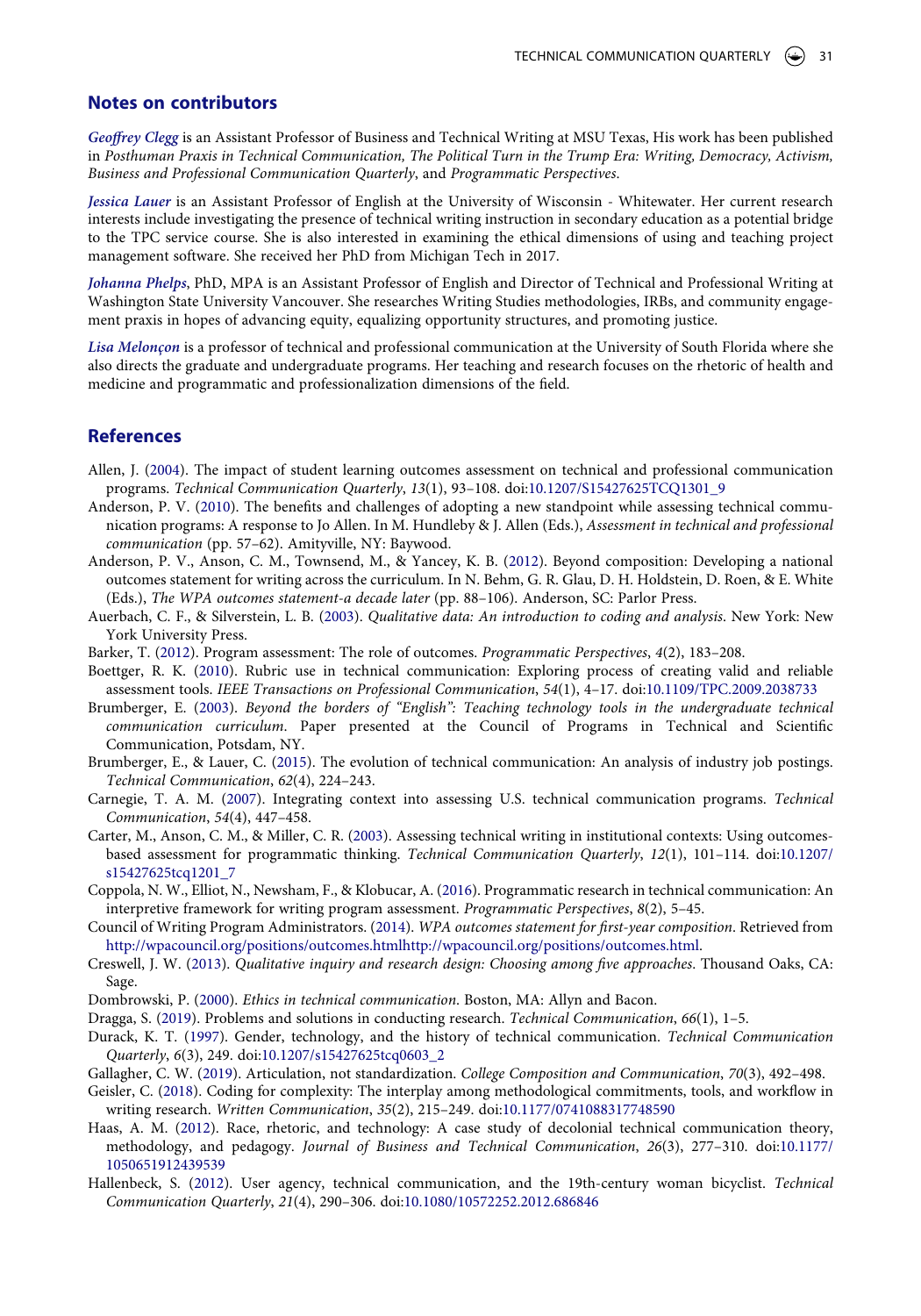## Notes on contributors

*Geoffrey Clegg* is an Assistant Professor of Business and Technical Writing at MSU Texas, His work has been published in *Posthuman Praxis in Technical Communication, The Political Turn in the Trump Era: Writing, Democracy, Activism, Business and Professional Communication Quarterly*, and *Programmatic Perspectives*.

*Jessica Lauer* is an Assistant Professor of English at the University of Wisconsin - Whitewater. Her current research interests include investigating the presence of technical writing instruction in secondary education as a potential bridge to the TPC service course. She is also interested in examining the ethical dimensions of using and teaching project management software. She received her PhD from Michigan Tech in 2017.

*Johanna Phelps*, PhD, MPA is an Assistant Professor of English and Director of Technical and Professional Writing at Washington State University Vancouver. She researches Writing Studies methodologies, IRBs, and community engagement praxis in hopes of advancing equity, equalizing opportunity structures, and promoting justice.

*Lisa Melonçon* is a professor of technical and professional communication at the University of South Florida where she also directs the graduate and undergraduate programs. Her teaching and research focuses on the rhetoric of health and medicine and programmatic and professionalization dimensions of the field.

## References

Allen, J. (2004). The impact of student learning outcomes assessment on technical and professional communication programs. *Technical Communication Quarterly*, *13*(1), 93–108. doi:10.1207/S15427625TCQ1301_9

Anderson, P. V. (2010). The benefits and challenges of adopting a new standpoint while assessing technical communication programs: A response to Jo Allen. In M. Hundleby & J. Allen (Eds.), *Assessment in technical and professional communication* (pp. 57–62). Amityville, NY: Baywood.

Anderson, P. V., Anson, C. M., Townsend, M., & Yancey, K. B. (2012). Beyond composition: Developing a national outcomes statement for writing across the curriculum. In N. Behm, G. R. Glau, D. H. Holdstein, D. Roen, & E. White (Eds.), *The WPA outcomes statement-a decade later* (pp. 88–106). Anderson, SC: Parlor Press.

Auerbach, C. F., & Silverstein, L. B. (2003). *Qualitative data: An introduction to coding and analysis*. New York: New York University Press.

Barker, T. (2012). Program assessment: The role of outcomes. *Programmatic Perspectives*, *4*(2), 183–208.

Boettger, R. K. (2010). Rubric use in technical communication: Exploring process of creating valid and reliable assessment tools. *IEEE Transactions on Professional Communication*, *54*(1), 4–17. doi:10.1109/TPC.2009.2038733

Brumberger, E. (2003). *Beyond the borders of "English": Teaching technology tools in the undergraduate technical communication curriculum*. Paper presented at the Council of Programs in Technical and Scientific Communication, Potsdam, NY.

Brumberger, E., & Lauer, C. (2015). The evolution of technical communication: An analysis of industry job postings. *Technical Communication*, *62*(4), 224–243.

Carnegie, T. A. M. (2007). Integrating context into assessing U.S. technical communication programs. *Technical Communication*, *54*(4), 447–458.

Carter, M., Anson, C. M., & Miller, C. R. (2003). Assessing technical writing in institutional contexts: Using outcomes-based assessment for programmatic thinking. *Technical Communication Quarterly*, *12*(1), 101–114. doi:10.1207/s15427625tcq1201_7

Coppola, N. W., Elliot, N., Newsham, F., & Klobucar, A. (2016). Programmatic research in technical communication: An interpretive framework for writing program assessment. *Programmatic Perspectives*, *8*(2), 5–45.

Council of Writing Program Administrators. (2014). *WPA outcomes statement for first-year composition*. Retrieved from http://wpacouncil.org/positions/outcomes.htmlhttp://wpacouncil.org/positions/outcomes.html.

Creswell, J. W. (2013). *Qualitative inquiry and research design: Choosing among five approaches*. Thousand Oaks, CA: Sage.

Dombrowski, P. (2000). *Ethics in technical communication*. Boston, MA: Allyn and Bacon.

Dragga, S. (2019). Problems and solutions in conducting research. *Technical Communication*, *66*(1), 1–5.

Durack, K. T. (1997). Gender, technology, and the history of technical communication. *Technical Communication Quarterly*, *6*(3), 249. doi:10.1207/s15427625tcq0603_2

Gallagher, C. W. (2019). Articulation, not standardization. *College Composition and Communication*, *70*(3), 492–498.

Geisler, C. (2018). Coding for complexity: The interplay among methodological commitments, tools, and workflow in writing research. *Written Communication*, *35*(2), 215–249. doi:10.1177/0741088317748590

Haas, A. M. (2012). Race, rhetoric, and technology: A case study of decolonial technical communication theory, methodology, and pedagogy. *Journal of Business and Technical Communication*, *26*(3), 277–310. doi:10.1177/1050651912439539

Hallenbeck, S. (2012). User agency, technical communication, and the 19th-century woman bicyclist. *Technical Communication Quarterly*, *21*(4), 290–306. doi:10.1080/10572252.2012.686846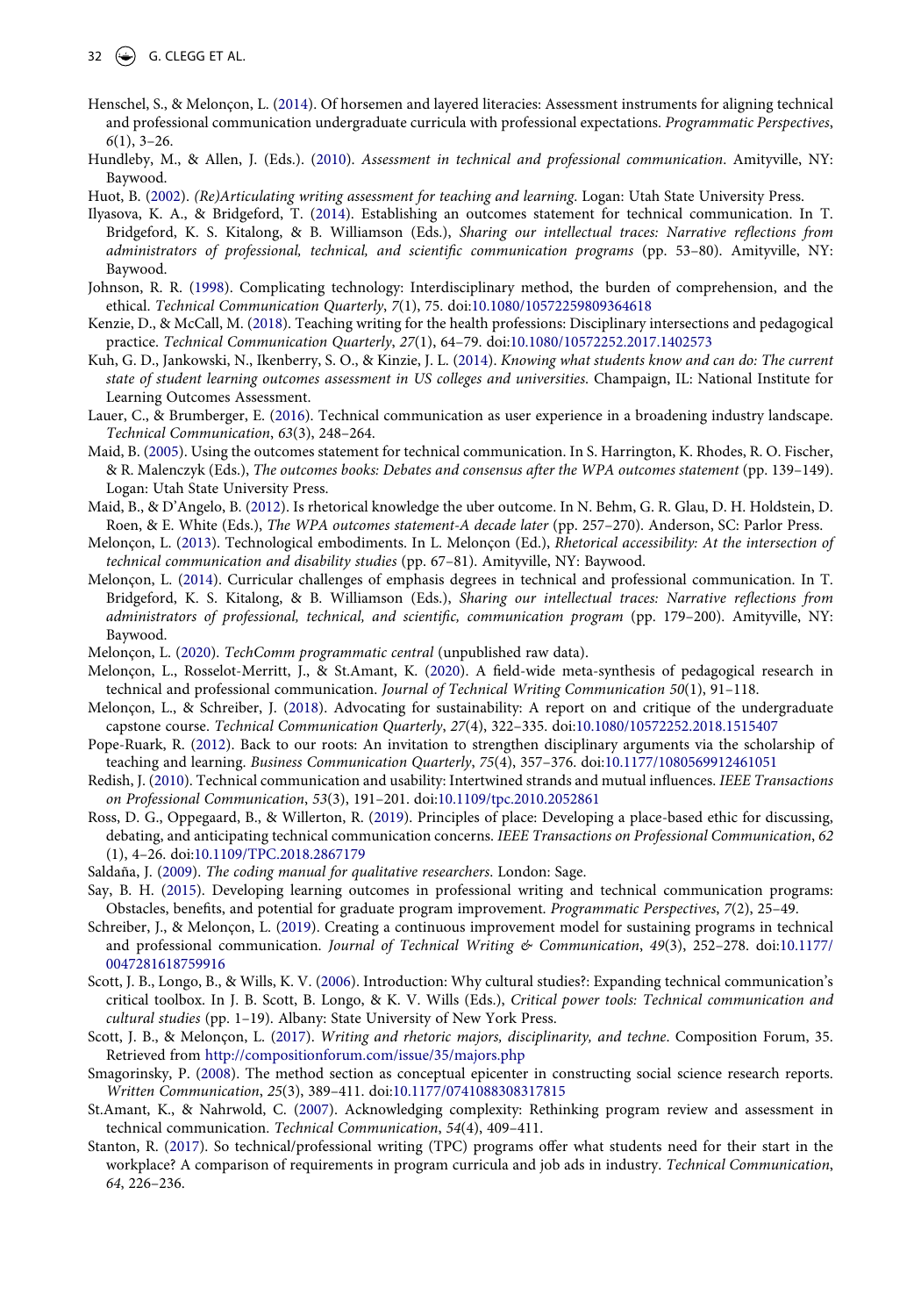Henschel, S., & Melonçon, L. (2014). Of horsemen and layered literacies: Assessment instruments for aligning technical and professional communication undergraduate curricula with professional expectations. *Programmatic Perspectives*, *6*(1), 3–26.

Hundleby, M., & Allen, J. (Eds.). (2010). *Assessment in technical and professional communication*. Amityville, NY: Baywood.

Huot, B. (2002). *(Re)Articulating writing assessment for teaching and learning*. Logan: Utah State University Press.

Ilyasova, K. A., & Bridgeford, T. (2014). Establishing an outcomes statement for technical communication. In T. Bridgeford, K. S. Kitalong, & B. Williamson (Eds.), *Sharing our intellectual traces: Narrative reflections from administrators of professional, technical, and scientific communication programs* (pp. 53–80). Amityville, NY: Baywood.

Johnson, R. R. (1998). Complicating technology: Interdisciplinary method, the burden of comprehension, and the ethical. *Technical Communication Quarterly*, *7*(1), 75. doi:10.1080/10572259809364618

Kenzie, D., & McCall, M. (2018). Teaching writing for the health professions: Disciplinary intersections and pedagogical practice. *Technical Communication Quarterly*, *27*(1), 64–79. doi:10.1080/10572252.2017.1402573

Kuh, G. D., Jankowski, N., Ikenberry, S. O., & Kinzie, J. L. (2014). *Knowing what students know and can do: The current state of student learning outcomes assessment in US colleges and universities*. Champaign, IL: National Institute for Learning Outcomes Assessment.

Lauer, C., & Brumberger, E. (2016). Technical communication as user experience in a broadening industry landscape. *Technical Communication*, *63*(3), 248–264.

Maid, B. (2005). Using the outcomes statement for technical communication. In S. Harrington, K. Rhodes, R. O. Fischer, & R. Malenczyk (Eds.), *The outcomes books: Debates and consensus after the WPA outcomes statement* (pp. 139–149). Logan: Utah State University Press.

Maid, B., & D'Angelo, B. (2012). Is rhetorical knowledge the uber outcome. In N. Behm, G. R. Glau, D. H. Holdstein, D. Roen, & E. White (Eds.), *The WPA outcomes statement-A decade later* (pp. 257–270). Anderson, SC: Parlor Press.

Melonçon, L. (2013). Technological embodiments. In L. Melonçon (Ed.), *Rhetorical accessibility: At the intersection of technical communication and disability studies* (pp. 67–81). Amityville, NY: Baywood.

Melonçon, L. (2014). Curricular challenges of emphasis degrees in technical and professional communication. In T. Bridgeford, K. S. Kitalong, & B. Williamson (Eds.), *Sharing our intellectual traces: Narrative reflections from administrators of professional, technical, and scientific, communication program* (pp. 179–200). Amityville, NY: Baywood.

Melonçon, L. (2020). *TechComm programmatic central* (unpublished raw data).

Melonçon, L., Rosselot-Merritt, J., & St.Amant, K. (2020). A field-wide meta-synthesis of pedagogical research in technical and professional communication. *Journal of Technical Writing Communication 50*(1), 91–118.

Melonçon, L., & Schreiber, J. (2018). Advocating for sustainability: A report on and critique of the undergraduate capstone course. *Technical Communication Quarterly*, *27*(4), 322–335. doi:10.1080/10572252.2018.1515407

Pope-Ruark, R. (2012). Back to our roots: An invitation to strengthen disciplinary arguments via the scholarship of teaching and learning. *Business Communication Quarterly*, *75*(4), 357–376. doi:10.1177/1080569912461051

Redish, J. (2010). Technical communication and usability: Intertwined strands and mutual influences. *IEEE Transactions on Professional Communication*, *53*(3), 191–201. doi:10.1109/tpc.2010.2052861

Ross, D. G., Oppegaard, B., & Willerton, R. (2019). Principles of place: Developing a place-based ethic for discussing, debating, and anticipating technical communication concerns. *IEEE Transactions on Professional Communication*, *62* (1), 4–26. doi:10.1109/TPC.2018.2867179

Saldaña, J. (2009). *The coding manual for qualitative researchers*. London: Sage.

Say, B. H. (2015). Developing learning outcomes in professional writing and technical communication programs: Obstacles, benefits, and potential for graduate program improvement. *Programmatic Perspectives*, *7*(2), 25–49.

Schreiber, J., & Melonçon, L. (2019). Creating a continuous improvement model for sustaining programs in technical and professional communication. *Journal of Technical Writing & Communication*, *49*(3), 252–278. doi:10.1177/0047281618759916

Scott, J. B., Longo, B., & Wills, K. V. (2006). Introduction: Why cultural studies?: Expanding technical communication's critical toolbox. In J. B. Scott, B. Longo, & K. V. Wills (Eds.), *Critical power tools: Technical communication and cultural studies* (pp. 1–19). Albany: State University of New York Press.

Scott, J. B., & Melonçon, L. (2017). *Writing and rhetoric majors, disciplinarity, and techne*. Composition Forum, 35. Retrieved from http://compositionforum.com/issue/35/majors.php

Smagorinsky, P. (2008). The method section as conceptual epicenter in constructing social science research reports. *Written Communication*, *25*(3), 389–411. doi:10.1177/0741088308317815

St.Amant, K., & Nahrwold, C. (2007). Acknowledging complexity: Rethinking program review and assessment in technical communication. *Technical Communication*, *54*(4), 409–411.

Stanton, R. (2017). So technical/professional writing (TPC) programs offer what students need for their start in the workplace? A comparison of requirements in program curricula and job ads in industry. *Technical Communication*, *64*, 226–236.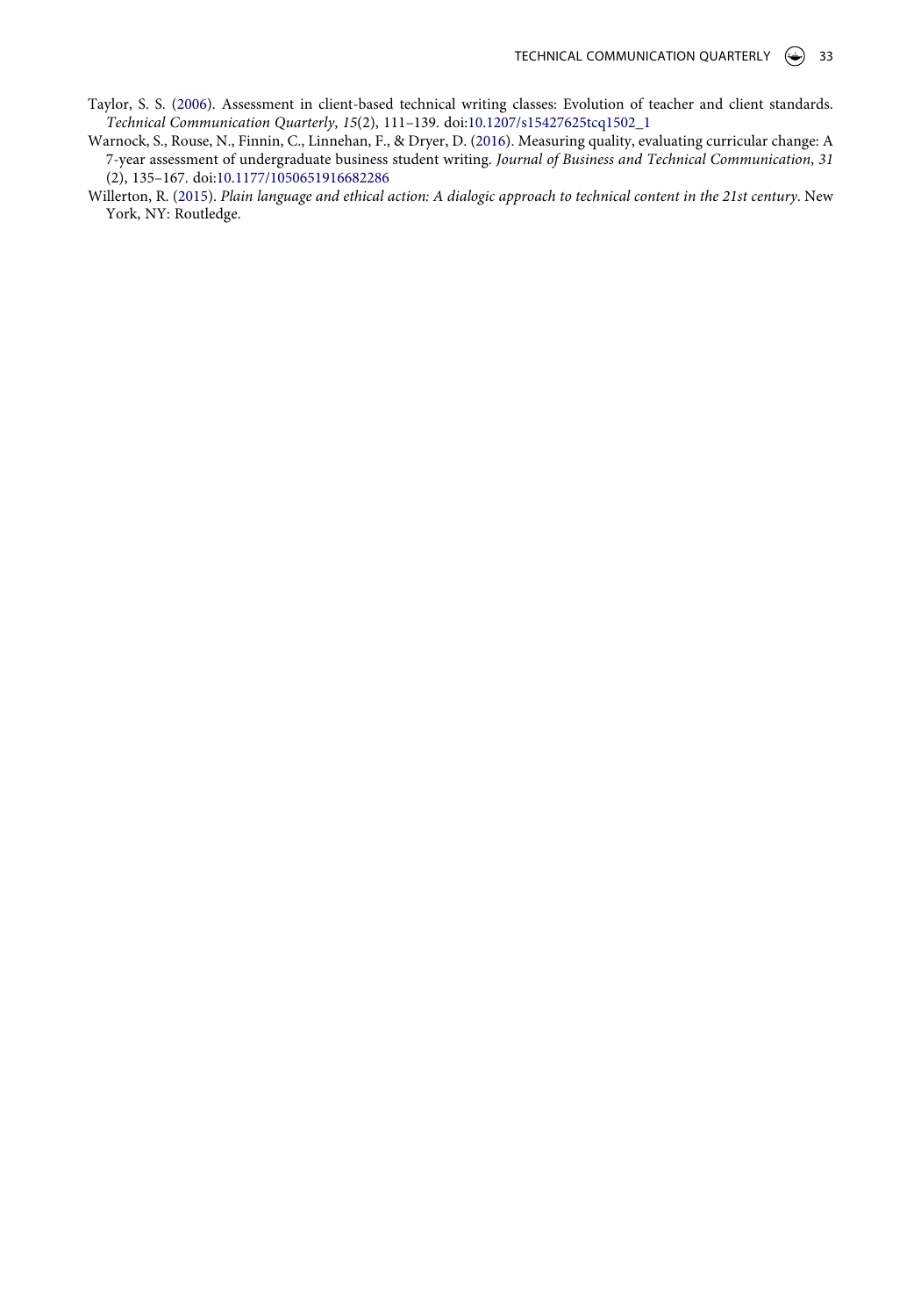Taylor, S. S. (2006). Assessment in client-based technical writing classes: Evolution of teacher and client standards. *Technical Communication Quarterly*, *15*(2), 111–139. doi:10.1207/s15427625tcq1502_1

Warnock, S., Rouse, N., Finnin, C., Linnehan, F., & Dryer, D. (2016). Measuring quality, evaluating curricular change: A 7-year assessment of undergraduate business student writing. *Journal of Business and Technical Communication*, *31* (2), 135–167. doi:10.1177/1050651916682286

Willerton, R. (2015). *Plain language and ethical action: A dialogic approach to technical content in the 21st century*. New York, NY: Routledge.